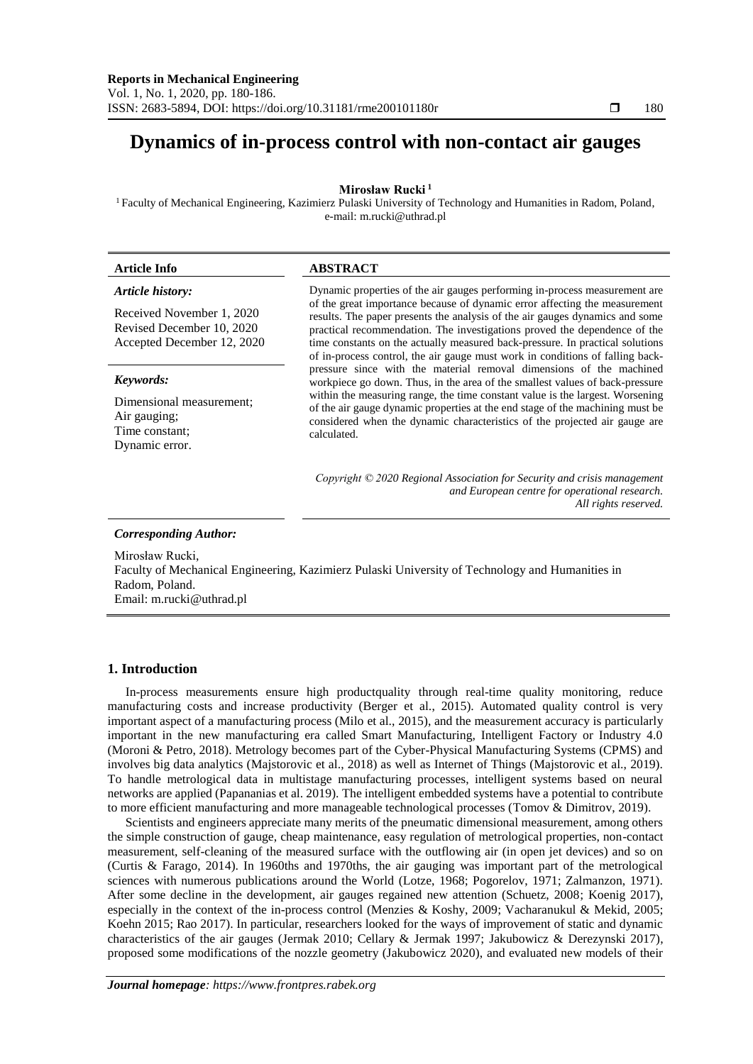# Dynamics of in-process control with non-contact air gauges

**Mirosław Rucki** [1]

[1] Faculty of Mechanical Engineering, Kazimierz Pulaski University of Technology and Humanities in Radom, Poland, e-mail: m.rucki@uthrad.pl

| Article Info | ABSTRACT |
|---|---|
| *Article history:*<br><br>Received November 1, 2020<br>Revised December 10, 2020<br>Accepted December 12, 2020<br><br>*Keywords:*<br><br>Dimensional measurement;<br>Air gauging;<br>Time constant;<br>Dynamic error. | Dynamic properties of the air gauges performing in-process measurement are of the great importance because of dynamic error affecting the measurement results. The paper presents the analysis of the air gauges dynamics and some practical recommendation. The investigations proved the dependence of the time constants on the actually measured back-pressure. In practical solutions of in-process control, the air gauge must work in conditions of falling back-pressure since with the material removal dimensions of the machined workpiece go down. Thus, in the area of the smallest values of back-pressure within the measuring range, the time constant value is the largest. Worsening of the air gauge dynamic properties at the end stage of the machining must be considered when the dynamic characteristics of the projected air gauge are calculated.<br><br>*Copyright © 2020 Regional Association for Security and crisis management and European centre for operational research. All rights reserved.* |

***Corresponding Author:***

Mirosław Rucki,
Faculty of Mechanical Engineering, Kazimierz Pulaski University of Technology and Humanities in Radom, Poland.
Email: m.rucki@uthrad.pl

## 1. Introduction

In-process measurements ensure high productquality through real-time quality monitoring, reduce manufacturing costs and increase productivity (Berger et al., 2015). Automated quality control is very important aspect of a manufacturing process (Milo et al., 2015), and the measurement accuracy is particularly important in the new manufacturing era called Smart Manufacturing, Intelligent Factory or Industry 4.0 (Moroni & Petro, 2018). Metrology becomes part of the Cyber-Physical Manufacturing Systems (CPMS) and involves big data analytics (Majstorovic et al., 2018) as well as Internet of Things (Majstorovic et al., 2019). To handle metrological data in multistage manufacturing processes, intelligent systems based on neural networks are applied (Papananias et al. 2019). The intelligent embedded systems have a potential to contribute to more efficient manufacturing and more manageable technological processes (Tomov & Dimitrov, 2019).

Scientists and engineers appreciate many merits of the pneumatic dimensional measurement, among others the simple construction of gauge, cheap maintenance, easy regulation of metrological properties, non-contact measurement, self-cleaning of the measured surface with the outflowing air (in open jet devices) and so on (Curtis & Farago, 2014). In 1960ths and 1970ths, the air gauging was important part of the metrological sciences with numerous publications around the World (Lotze, 1968; Pogorelov, 1971; Zalmanzon, 1971). After some decline in the development, air gauges regained new attention (Schuetz, 2008; Koenig 2017), especially in the context of the in-process control (Menzies & Koshy, 2009; Vacharanukul & Mekid, 2005; Koehn 2015; Rao 2017). In particular, researchers looked for the ways of improvement of static and dynamic characteristics of the air gauges (Jermak 2010; Cellary & Jermak 1997; Jakubowicz & Derezynski 2017), proposed some modifications of the nozzle geometry (Jakubowicz 2020), and evaluated new models of their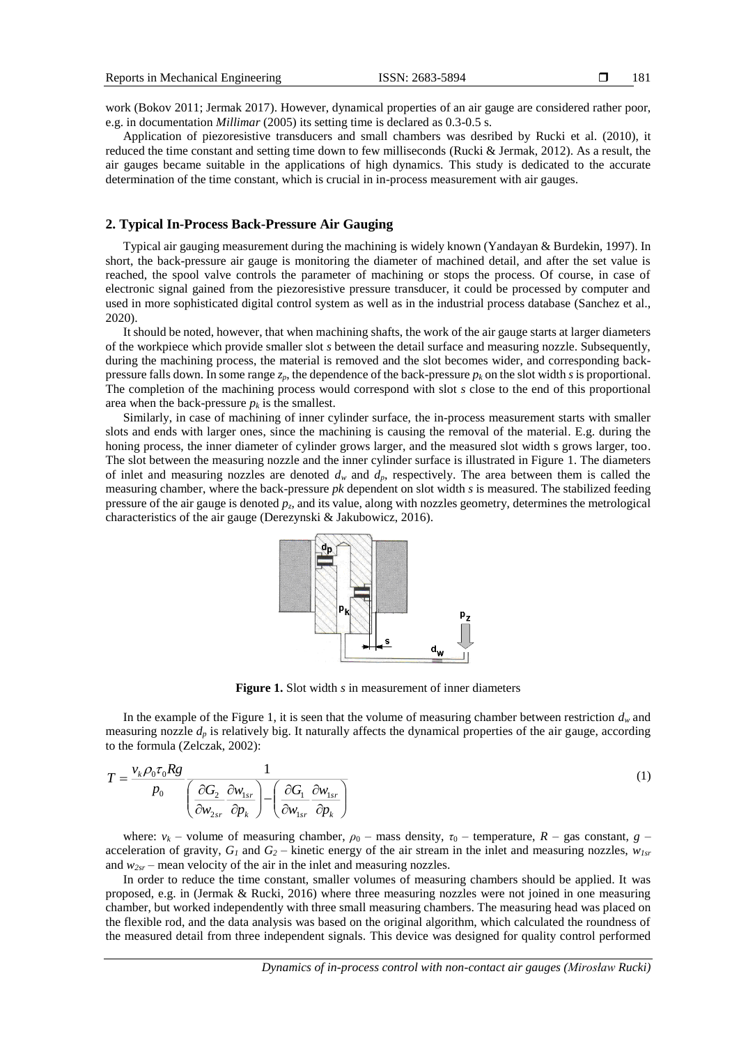work (Bokov 2011; Jermak 2017). However, dynamical properties of an air gauge are considered rather poor, e.g. in documentation *Millimar* (2005) its setting time is declared as 0.3-0.5 s.

Application of piezoresistive transducers and small chambers was desribed by Rucki et al. (2010), it reduced the time constant and setting time down to few milliseconds (Rucki & Jermak, 2012). As a result, the air gauges became suitable in the applications of high dynamics. This study is dedicated to the accurate determination of the time constant, which is crucial in in-process measurement with air gauges.

## 2. Typical In-Process Back-Pressure Air Gauging

Typical air gauging measurement during the machining is widely known (Yandayan & Burdekin, 1997). In short, the back-pressure air gauge is monitoring the diameter of machined detail, and after the set value is reached, the spool valve controls the parameter of machining or stops the process. Of course, in case of electronic signal gained from the piezoresistive pressure transducer, it could be processed by computer and used in more sophisticated digital control system as well as in the industrial process database (Sanchez et al., 2020).

It should be noted, however, that when machining shafts, the work of the air gauge starts at larger diameters of the workpiece which provide smaller slot *s* between the detail surface and measuring nozzle. Subsequently, during the machining process, the material is removed and the slot becomes wider, and corresponding back-pressure falls down. In some range $z_p$, the dependence of the back-pressure $p_k$ on the slot width *s* is proportional. The completion of the machining process would correspond with slot *s* close to the end of this proportional area when the back-pressure $p_k$ is the smallest.

Similarly, in case of machining of inner cylinder surface, the in-process measurement starts with smaller slots and ends with larger ones, since the machining is causing the removal of the material. E.g. during the honing process, the inner diameter of cylinder grows larger, and the measured slot width s grows larger, too. The slot between the measuring nozzle and the inner cylinder surface is illustrated in Figure 1. The diameters of inlet and measuring nozzles are denoted $d_w$ and $d_p$, respectively. The area between them is called the measuring chamber, where the back-pressure *pk* dependent on slot width *s* is measured. The stabilized feeding pressure of the air gauge is denoted $p_z$, and its value, along with nozzles geometry, determines the metrological characteristics of the air gauge (Derezynski & Jakubowicz, 2016).

**Figure 1.** Slot width *s* in measurement of inner diameters

In the example of the Figure 1, it is seen that the volume of measuring chamber between restriction $d_w$ and measuring nozzle $d_p$ is relatively big. It naturally affects the dynamical properties of the air gauge, according to the formula (Zelczak, 2002):

$$T = \frac{v_k \rho_0 \tau_0 R g}{p_0} \frac{1}{\left( \frac{\partial G_2}{\partial w_{2sr}} \frac{\partial w_{1sr}}{\partial p_k} \right) - \left( \frac{\partial G_1}{\partial w_{1sr}} \frac{\partial w_{1sr}}{\partial p_k} \right)} \tag{1}$$

where: $v_k$ – volume of measuring chamber, $\rho_0$ – mass density, $\tau_0$ – temperature, $R$ – gas constant, $g$ – acceleration of gravity, $G_1$ and $G_2$ – kinetic energy of the air stream in the inlet and measuring nozzles, $w_{1sr}$ and $w_{2sr}$ – mean velocity of the air in the inlet and measuring nozzles.

In order to reduce the time constant, smaller volumes of measuring chambers should be applied. It was proposed, e.g. in (Jermak & Rucki, 2016) where three measuring nozzles were not joined in one measuring chamber, but worked independently with three small measuring chambers. The measuring head was placed on the flexible rod, and the data analysis was based on the original algorithm, which calculated the roundness of the measured detail from three independent signals. This device was designed for quality control performed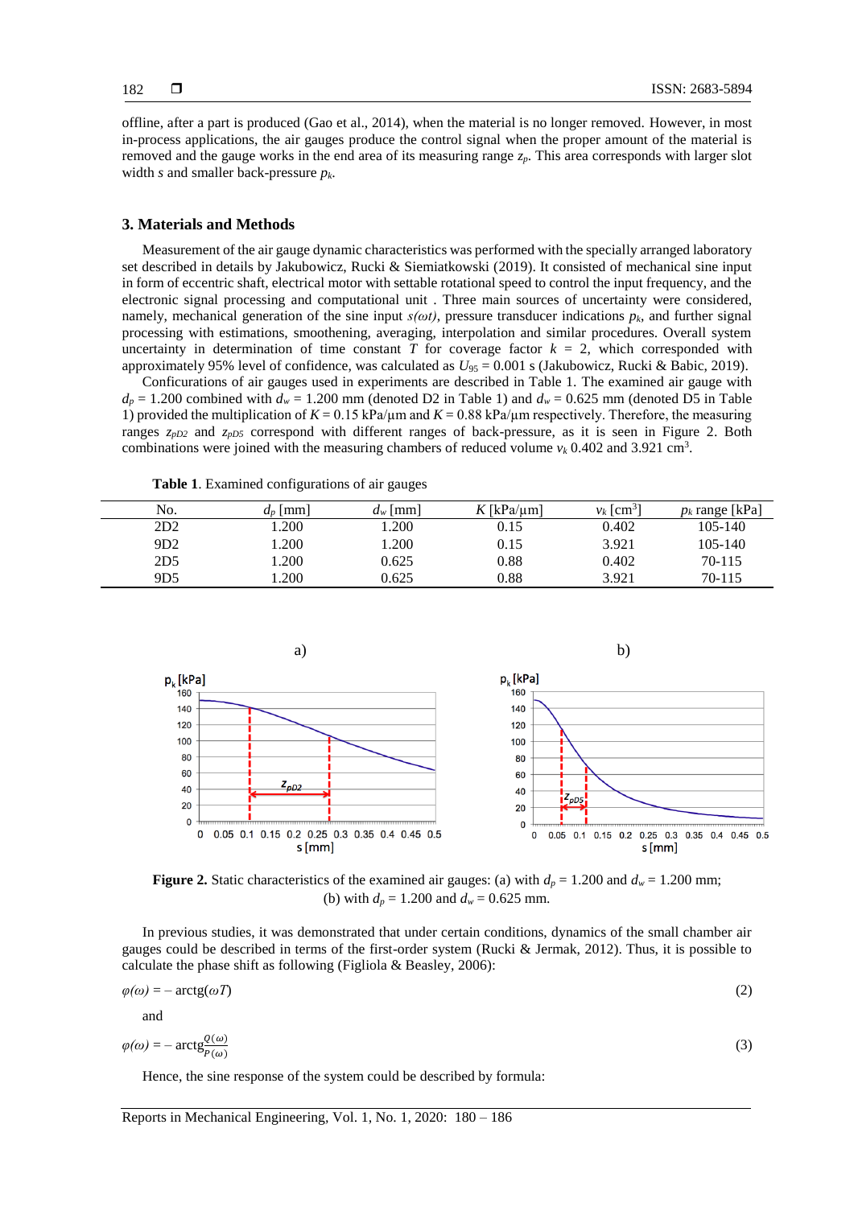offline, after a part is produced (Gao et al., 2014), when the material is no longer removed. However, in most in-process applications, the air gauges produce the control signal when the proper amount of the material is removed and the gauge works in the end area of its measuring range $z_p$. This area corresponds with larger slot width $s$ and smaller back-pressure $p_k$.

## 3. Materials and Methods

Measurement of the air gauge dynamic characteristics was performed with the specially arranged laboratory set described in details by Jakubowicz, Rucki & Siemiatkowski (2019). It consisted of mechanical sine input in form of eccentric shaft, electrical motor with settable rotational speed to control the input frequency, and the electronic signal processing and computational unit . Three main sources of uncertainty were considered, namely, mechanical generation of the sine input $s(\omega t)$, pressure transducer indications $p_k$, and further signal processing with estimations, smoothening, averaging, interpolation and similar procedures. Overall system uncertainty in determination of time constant $T$ for coverage factor $k$ = 2, which corresponded with approximately 95% level of confidence, was calculated as $U_{95}$ = 0.001 s (Jakubowicz, Rucki & Babic, 2019).

Conficurations of air gauges used in experiments are described in Table 1. The examined air gauge with $d_p$ = 1.200 combined with $d_w$ = 1.200 mm (denoted D2 in Table 1) and $d_w$ = 0.625 mm (denoted D5 in Table 1) provided the multiplication of $K$ = 0.15 kPa/μm and $K$ = 0.88 kPa/μm respectively. Therefore, the measuring ranges $z_{pD2}$ and $z_{pD5}$ correspond with different ranges of back-pressure, as it is seen in Figure 2. Both combinations were joined with the measuring chambers of reduced volume $v_k$ 0.402 and 3.921 cm$^3$.

**Table 1**. Examined configurations of air gauges

| No. | $d_p$ [mm] | $d_w$ [mm] | $K$ [kPa/μm] | $v_k$ [cm$^3$] | $p_k$ range [kPa] |
|---|---|---|---|---|---|
| 2D2 | 1.200 | 1.200 | 0.15 | 0.402 | 105-140 |
| 9D2 | 1.200 | 1.200 | 0.15 | 3.921 | 105-140 |
| 2D5 | 1.200 | 0.625 | 0.88 | 0.402 | 70-115 |
| 9D5 | 1.200 | 0.625 | 0.88 | 3.921 | 70-115 |

**Figure 2.** Static characteristics of the examined air gauges: (a) with $d_p$ = 1.200 and $d_w$ = 1.200 mm; (b) with $d_p$ = 1.200 and $d_w$ = 0.625 mm.

In previous studies, it was demonstrated that under certain conditions, dynamics of the small chamber air gauges could be described in terms of the first-order system (Rucki & Jermak, 2012). Thus, it is possible to calculate the phase shift as following (Figliola & Beasley, 2006):

$$\varphi(\omega) = -\operatorname{arctg}(\omega T) \tag{2}$$

and

$$\varphi(\omega) = -\operatorname{arctg}\frac{Q(\omega)}{P(\omega)} \tag{3}$$

Hence, the sine response of the system could be described by formula: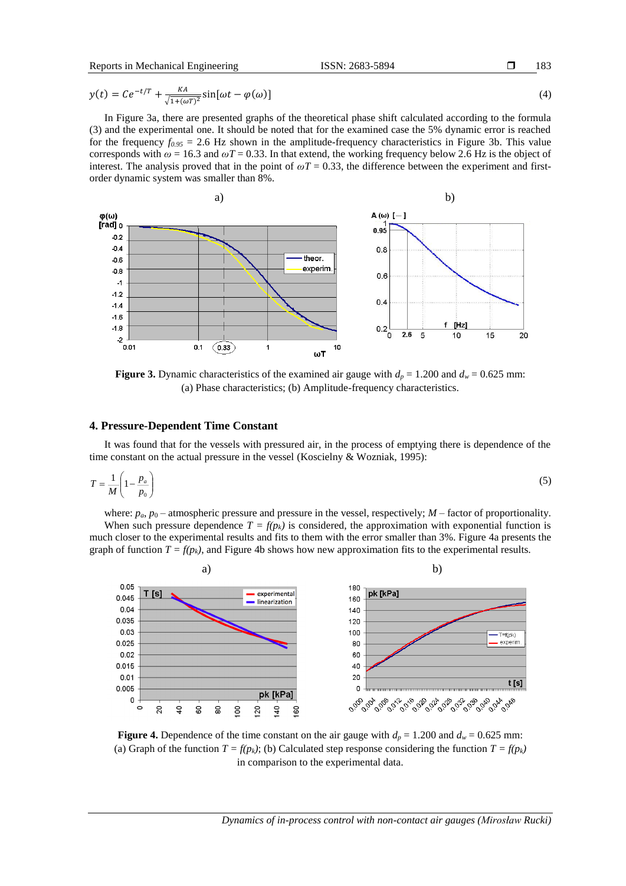$$y(t) = Ce^{-t/T} + \frac{KA}{\sqrt{1+(\omega T)^2}}\sin[\omega t - \varphi(\omega)] \tag{4}$$

In Figure 3a, there are presented graphs of the theoretical phase shift calculated according to the formula (3) and the experimental one. It should be noted that for the examined case the 5% dynamic error is reached for the frequency $f_{0.95}$ = 2.6 Hz shown in the amplitude-frequency characteristics in Figure 3b. This value corresponds with $\omega$ = 16.3 and $\omega T$ = 0.33. In that extend, the working frequency below 2.6 Hz is the object of interest. The analysis proved that in the point of $\omega T$ = 0.33, the difference between the experiment and first-order dynamic system was smaller than 8%.

**Figure 3.** Dynamic characteristics of the examined air gauge with $d_p$ = 1.200 and $d_w$ = 0.625 mm: (a) Phase characteristics; (b) Amplitude-frequency characteristics.

## 4. Pressure-Dependent Time Constant

It was found that for the vessels with pressured air, in the process of emptying there is dependence of the time constant on the actual pressure in the vessel (Koscielny & Wozniak, 1995):

$$T = \frac{1}{M}\left(1 - \frac{p_a}{p_0}\right) \tag{5}$$

where: $p_a$, $p_0$ – atmospheric pressure and pressure in the vessel, respectively; $M$ – factor of proportionality.

When such pressure dependence $T = f(p_k)$ is considered, the approximation with exponential function is much closer to the experimental results and fits to them with the error smaller than 3%. Figure 4a presents the graph of function $T = f(p_k)$, and Figure 4b shows how new approximation fits to the experimental results.

**Figure 4.** Dependence of the time constant on the air gauge with $d_p$ = 1.200 and $d_w$ = 0.625 mm: (a) Graph of the function $T = f(p_k)$; (b) Calculated step response considering the function $T = f(p_k)$ in comparison to the experimental data.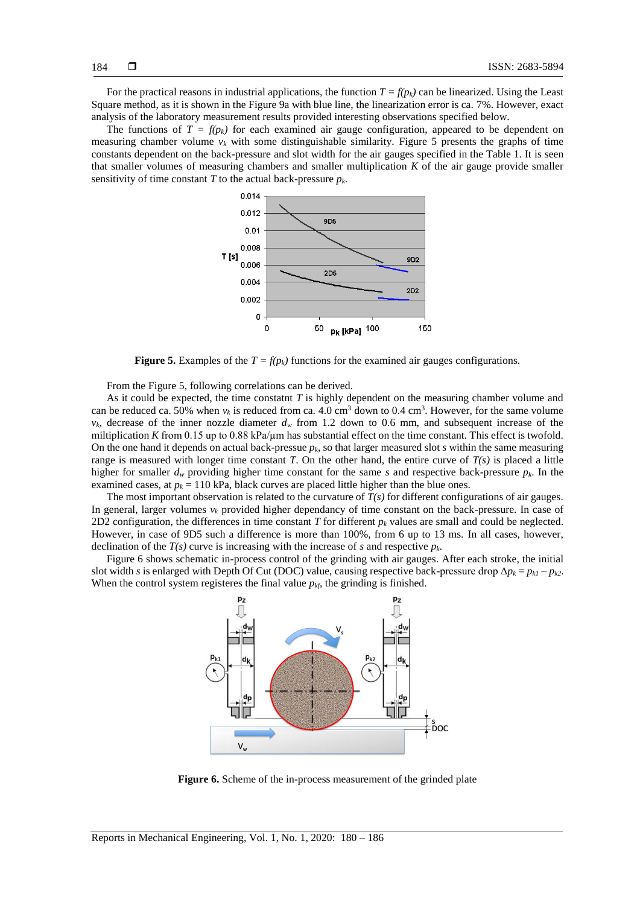For the practical reasons in industrial applications, the function $T = f(p_k)$ can be linearized. Using the Least Square method, as it is shown in the Figure 9a with blue line, the linearization error is ca. 7%. However, exact analysis of the laboratory measurement results provided interesting observations specified below.

The functions of $T = f(p_k)$ for each examined air gauge configuration, appeared to be dependent on measuring chamber volume $v_k$ with some distinguishable similarity. Figure 5 presents the graphs of time constants dependent on the back-pressure and slot width for the air gauges specified in the Table 1. It is seen that smaller volumes of measuring chambers and smaller multiplication $K$ of the air gauge provide smaller sensitivity of time constant $T$ to the actual back-pressure $p_k$.

**Figure 5.** Examples of the $T = f(p_k)$ functions for the examined air gauges configurations.

From the Figure 5, following correlations can be derived.

As it could be expected, the time constatnt $T$ is highly dependent on the measuring chamber volume and can be reduced ca. 50% when $v_k$ is reduced from ca. 4.0 cm$^3$ down to 0.4 cm$^3$. However, for the same volume $v_k$, decrease of the inner nozzle diameter $d_w$ from 1.2 down to 0.6 mm, and subsequent increase of the miltiplication $K$ from 0.15 up to 0.88 kPa/μm has substantial effect on the time constant. This effect is twofold. On the one hand it depends on actual back-pressure $p_k$, so that larger measured slot $s$ within the same measuring range is measured with longer time constant $T$. On the other hand, the entire curve of $T(s)$ is placed a little higher for smaller $d_w$ providing higher time constant for the same $s$ and respective back-pressure $p_k$. In the examined cases, at $p_k = 110$ kPa, black curves are placed little higher than the blue ones.

The most important observation is related to the curvature of $T(s)$ for different configurations of air gauges. In general, larger volumes $v_k$ provided higher dependancy of time constant on the back-pressure. In case of 2D2 configuration, the differences in time constant $T$ for different $p_k$ values are small and could be neglected. However, in case of 9D5 such a difference is more than 100%, from 6 up to 13 ms. In all cases, however, declination of the $T(s)$ curve is increasing with the increase of $s$ and respective $p_k$.

Figure 6 shows schematic in-process control of the grinding with air gauges. After each stroke, the initial slot width $s$ is enlarged with Depth Of Cut (DOC) value, causing respective back-pressure drop $\Delta p_k = p_{k1} - p_{k2}$. When the control system registeres the final value $p_{kf}$, the grinding is finished.

**Figure 6.** Scheme of the in-process measurement of the grinded plate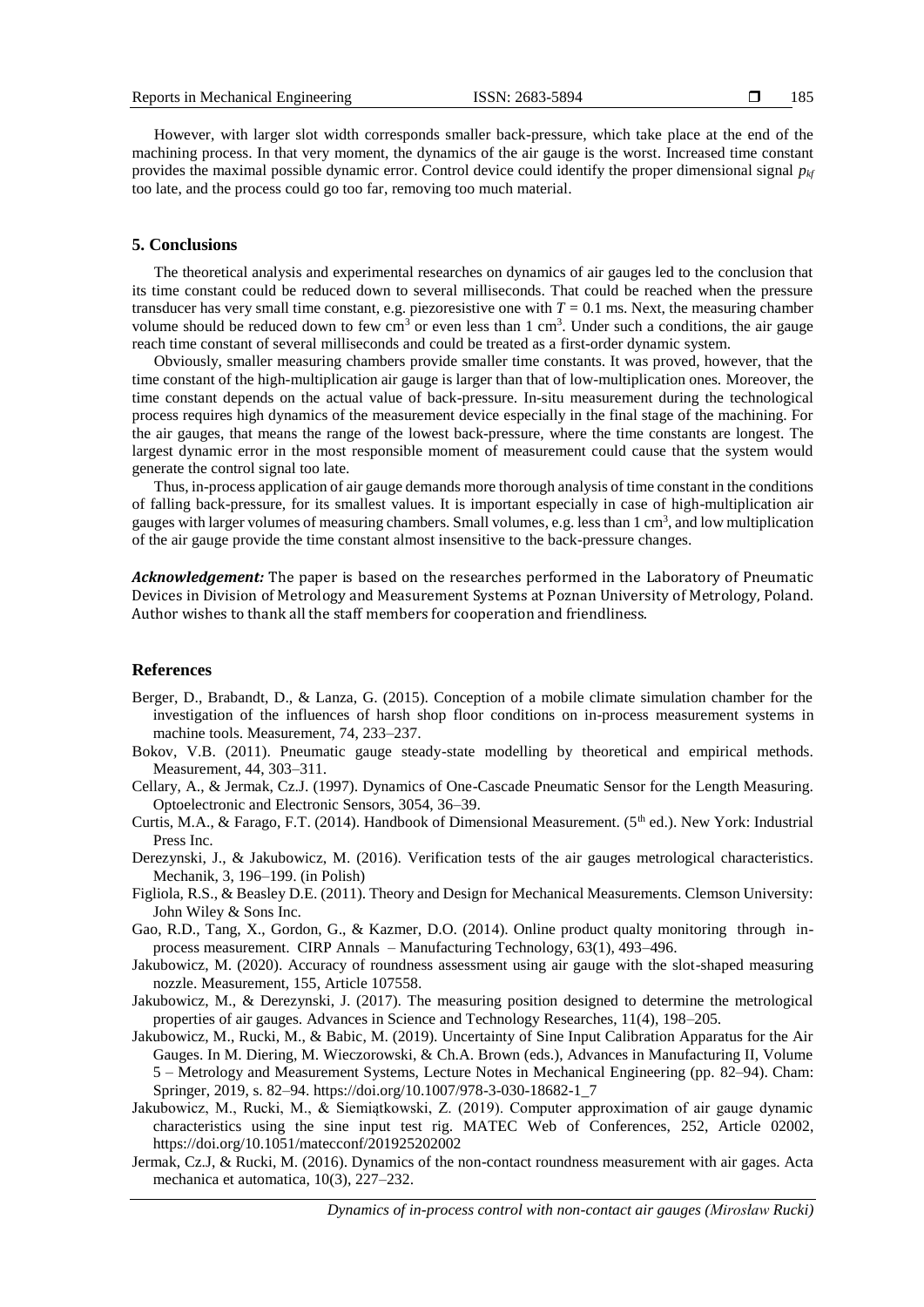However, with larger slot width corresponds smaller back-pressure, which take place at the end of the machining process. In that very moment, the dynamics of the air gauge is the worst. Increased time constant provides the maximal possible dynamic error. Control device could identify the proper dimensional signal $p_{kf}$ too late, and the process could go too far, removing too much material.

## 5. Conclusions

The theoretical analysis and experimental researches on dynamics of air gauges led to the conclusion that its time constant could be reduced down to several milliseconds. That could be reached when the pressure transducer has very small time constant, e.g. piezoresistive one with $T = 0.1$ ms. Next, the measuring chamber volume should be reduced down to few cm$^3$ or even less than 1 cm$^3$. Under such a conditions, the air gauge reach time constant of several milliseconds and could be treated as a first-order dynamic system.

Obviously, smaller measuring chambers provide smaller time constants. It was proved, however, that the time constant of the high-multiplication air gauge is larger than that of low-multiplication ones. Moreover, the time constant depends on the actual value of back-pressure. In-situ measurement during the technological process requires high dynamics of the measurement device especially in the final stage of the machining. For the air gauges, that means the range of the lowest back-pressure, where the time constants are longest. The largest dynamic error in the most responsible moment of measurement could cause that the system would generate the control signal too late.

Thus, in-process application of air gauge demands more thorough analysis of time constant in the conditions of falling back-pressure, for its smallest values. It is important especially in case of high-multiplication air gauges with larger volumes of measuring chambers. Small volumes, e.g. less than 1 cm$^3$, and low multiplication of the air gauge provide the time constant almost insensitive to the back-pressure changes.

***Acknowledgement:*** The paper is based on the researches performed in the Laboratory of Pneumatic Devices in Division of Metrology and Measurement Systems at Poznan University of Metrology, Poland. Author wishes to thank all the staff members for cooperation and friendliness.

## References

Berger, D., Brabandt, D., & Lanza, G. (2015). Conception of a mobile climate simulation chamber for the investigation of the influences of harsh shop floor conditions on in-process measurement systems in machine tools. Measurement, 74, 233–237.

Bokov, V.B. (2011). Pneumatic gauge steady-state modelling by theoretical and empirical methods. Measurement, 44, 303–311.

Cellary, A., & Jermak, Cz.J. (1997). Dynamics of One-Cascade Pneumatic Sensor for the Length Measuring. Optoelectronic and Electronic Sensors, 3054, 36–39.

Curtis, M.A., & Farago, F.T. (2014). Handbook of Dimensional Measurement. (5th ed.). New York: Industrial Press Inc.

Derezynski, J., & Jakubowicz, M. (2016). Verification tests of the air gauges metrological characteristics. Mechanik, 3, 196–199. (in Polish)

Figliola, R.S., & Beasley D.E. (2011). Theory and Design for Mechanical Measurements. Clemson University: John Wiley & Sons Inc.

Gao, R.D., Tang, X., Gordon, G., & Kazmer, D.O. (2014). Online product qualty monitoring through in-process measurement. CIRP Annals – Manufacturing Technology, 63(1), 493–496.

Jakubowicz, M. (2020). Accuracy of roundness assessment using air gauge with the slot-shaped measuring nozzle. Measurement, 155, Article 107558.

Jakubowicz, M., & Derezynski, J. (2017). The measuring position designed to determine the metrological properties of air gauges. Advances in Science and Technology Researches, 11(4), 198–205.

Jakubowicz, M., Rucki, M., & Babic, M. (2019). Uncertainty of Sine Input Calibration Apparatus for the Air Gauges. In M. Diering, M. Wieczorowski, & Ch.A. Brown (eds.), Advances in Manufacturing II, Volume 5 – Metrology and Measurement Systems, Lecture Notes in Mechanical Engineering (pp. 82–94). Cham: Springer, 2019, s. 82–94. https://doi.org/10.1007/978-3-030-18682-1_7

Jakubowicz, M., Rucki, M., & Siemiątkowski, Z. (2019). Computer approximation of air gauge dynamic characteristics using the sine input test rig. MATEC Web of Conferences, 252, Article 02002, https://doi.org/10.1051/matecconf/201925202002

Jermak, Cz.J, & Rucki, M. (2016). Dynamics of the non-contact roundness measurement with air gages. Acta mechanica et automatica, 10(3), 227–232.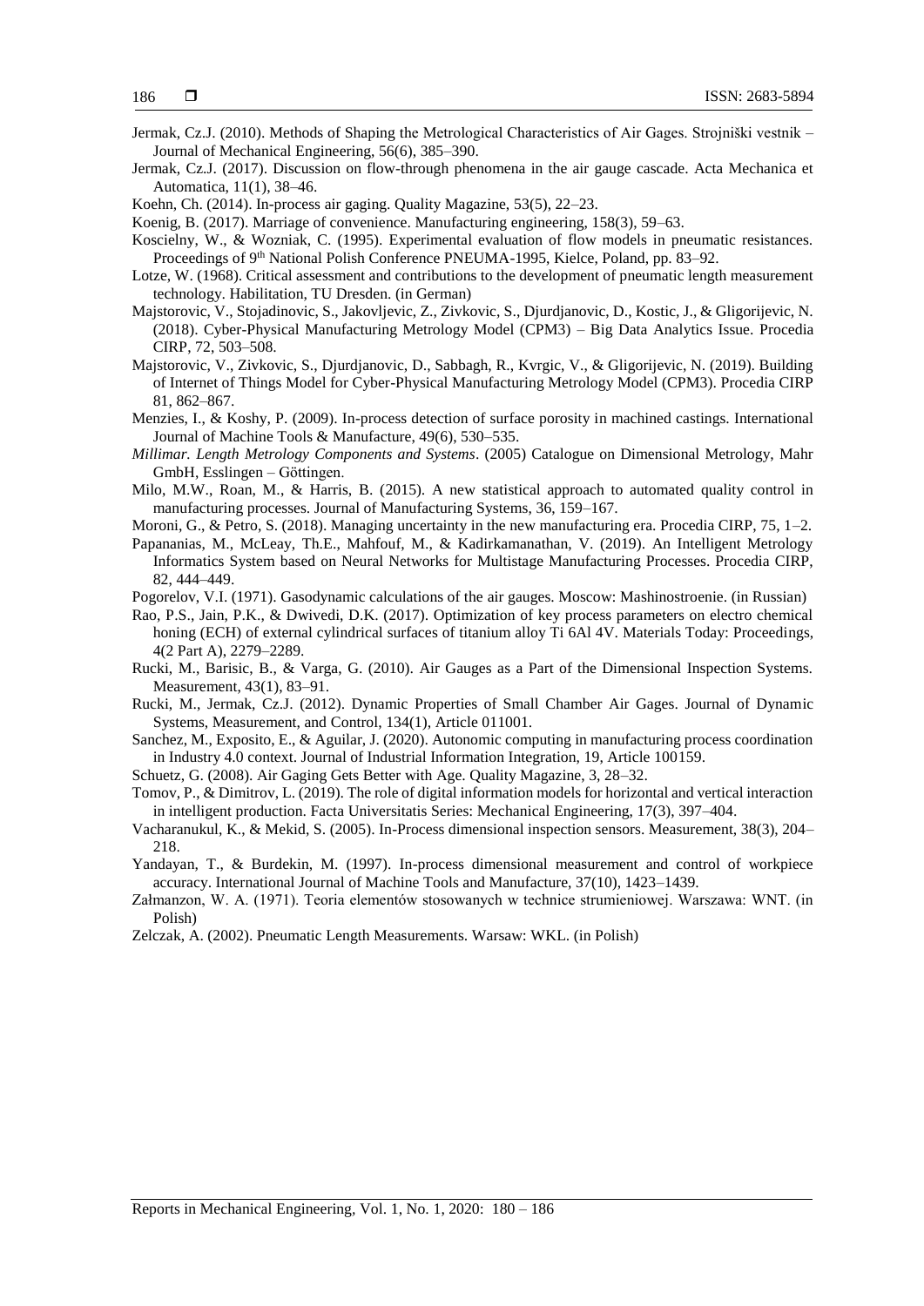Jermak, Cz.J. (2010). Methods of Shaping the Metrological Characteristics of Air Gages. Strojniški vestnik – Journal of Mechanical Engineering, 56(6), 385–390.

Jermak, Cz.J. (2017). Discussion on flow-through phenomena in the air gauge cascade. Acta Mechanica et Automatica, 11(1), 38–46.

Koehn, Ch. (2014). In-process air gaging. Quality Magazine, 53(5), 22–23.

Koenig, B. (2017). Marriage of convenience. Manufacturing engineering, 158(3), 59–63.

Koscielny, W., & Wozniak, C. (1995). Experimental evaluation of flow models in pneumatic resistances. Proceedings of 9th National Polish Conference PNEUMA-1995, Kielce, Poland, pp. 83–92.

Lotze, W. (1968). Critical assessment and contributions to the development of pneumatic length measurement technology. Habilitation, TU Dresden. (in German)

Majstorovic, V., Stojadinovic, S., Jakovljevic, Z., Zivkovic, S., Djurdjanovic, D., Kostic, J., & Gligorijevic, N. (2018). Cyber-Physical Manufacturing Metrology Model (CPM3) – Big Data Analytics Issue. Procedia CIRP, 72, 503–508.

Majstorovic, V., Zivkovic, S., Djurdjanovic, D., Sabbagh, R., Kvrgic, V., & Gligorijevic, N. (2019). Building of Internet of Things Model for Cyber-Physical Manufacturing Metrology Model (CPM3). Procedia CIRP 81, 862–867.

Menzies, I., & Koshy, P. (2009). In-process detection of surface porosity in machined castings. International Journal of Machine Tools & Manufacture, 49(6), 530–535.

*Millimar. Length Metrology Components and Systems*. (2005) Catalogue on Dimensional Metrology, Mahr GmbH, Esslingen – Göttingen.

Milo, M.W., Roan, M., & Harris, B. (2015). A new statistical approach to automated quality control in manufacturing processes. Journal of Manufacturing Systems, 36, 159–167.

Moroni, G., & Petro, S. (2018). Managing uncertainty in the new manufacturing era. Procedia CIRP, 75, 1–2.

Papananias, M., McLeay, Th.E., Mahfouf, M., & Kadirkamanathan, V. (2019). An Intelligent Metrology Informatics System based on Neural Networks for Multistage Manufacturing Processes. Procedia CIRP, 82, 444–449.

Pogorelov, V.I. (1971). Gasodynamic calculations of the air gauges. Moscow: Mashinostroenie. (in Russian)

Rao, P.S., Jain, P.K., & Dwivedi, D.K. (2017). Optimization of key process parameters on electro chemical honing (ECH) of external cylindrical surfaces of titanium alloy Ti 6Al 4V. Materials Today: Proceedings, 4(2 Part A), 2279–2289.

Rucki, M., Barisic, B., & Varga, G. (2010). Air Gauges as a Part of the Dimensional Inspection Systems. Measurement, 43(1), 83–91.

Rucki, M., Jermak, Cz.J. (2012). Dynamic Properties of Small Chamber Air Gages. Journal of Dynamic Systems, Measurement, and Control, 134(1), Article 011001.

Sanchez, M., Exposito, E., & Aguilar, J. (2020). Autonomic computing in manufacturing process coordination in Industry 4.0 context. Journal of Industrial Information Integration, 19, Article 100159.

Schuetz, G. (2008). Air Gaging Gets Better with Age. Quality Magazine, 3, 28–32.

Tomov, P., & Dimitrov, L. (2019). The role of digital information models for horizontal and vertical interaction in intelligent production. Facta Universitatis Series: Mechanical Engineering, 17(3), 397–404.

Vacharanukul, K., & Mekid, S. (2005). In-Process dimensional inspection sensors. Measurement, 38(3), 204–218.

Yandayan, T., & Burdekin, M. (1997). In-process dimensional measurement and control of workpiece accuracy. International Journal of Machine Tools and Manufacture, 37(10), 1423–1439.

Załmanzon, W. A. (1971). Teoria elementów stosowanych w technice strumieniowej. Warszawa: WNT. (in Polish)

Zelczak, A. (2002). Pneumatic Length Measurements. Warsaw: WKL. (in Polish)